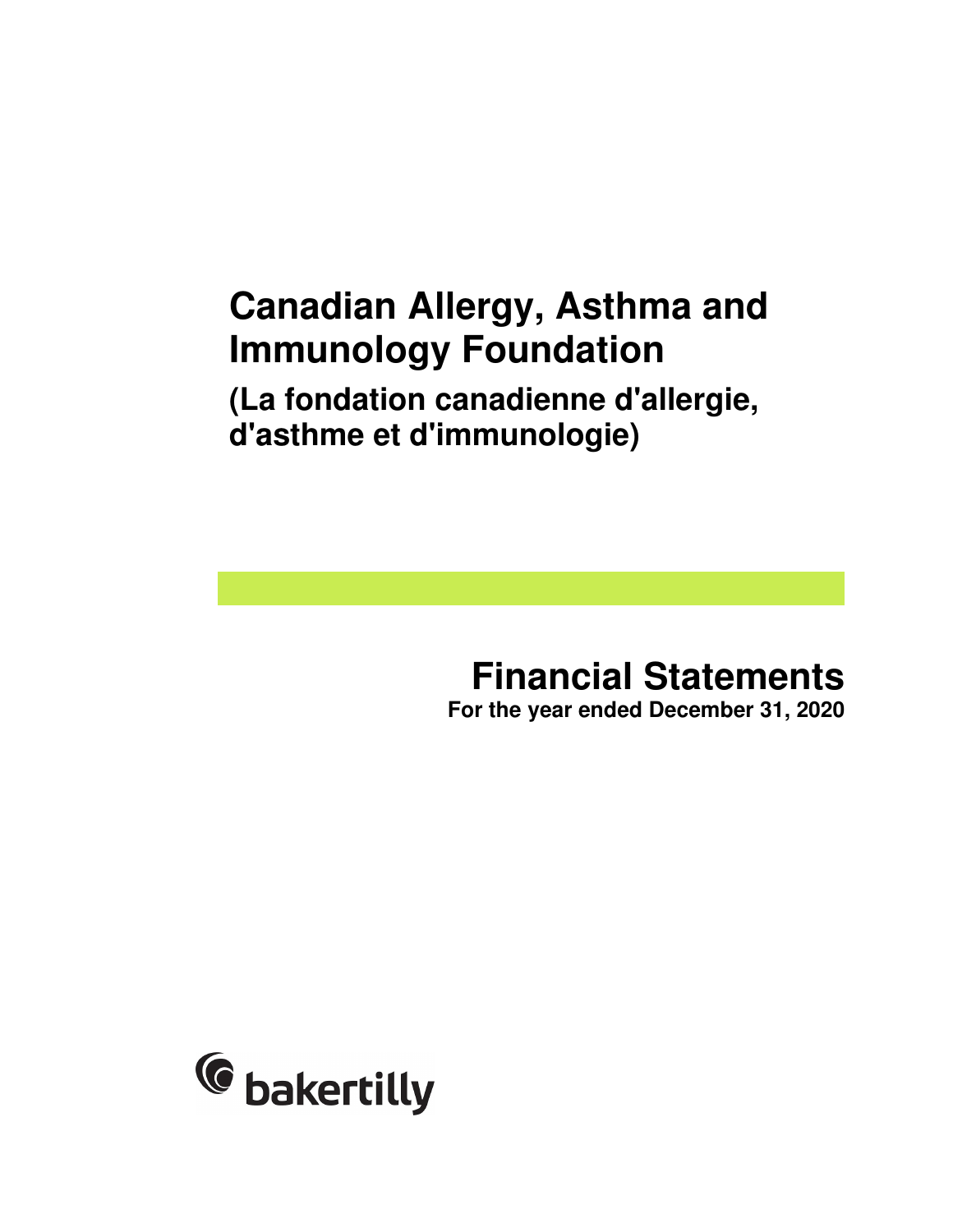# Canadian Allergy, Asthma and Immunology Foundation

## (La fondation canadienne d'allergie, d'asthme et d'immunologie)

# Financial Statements

**For the year ended December 31, 2020**

bakertilly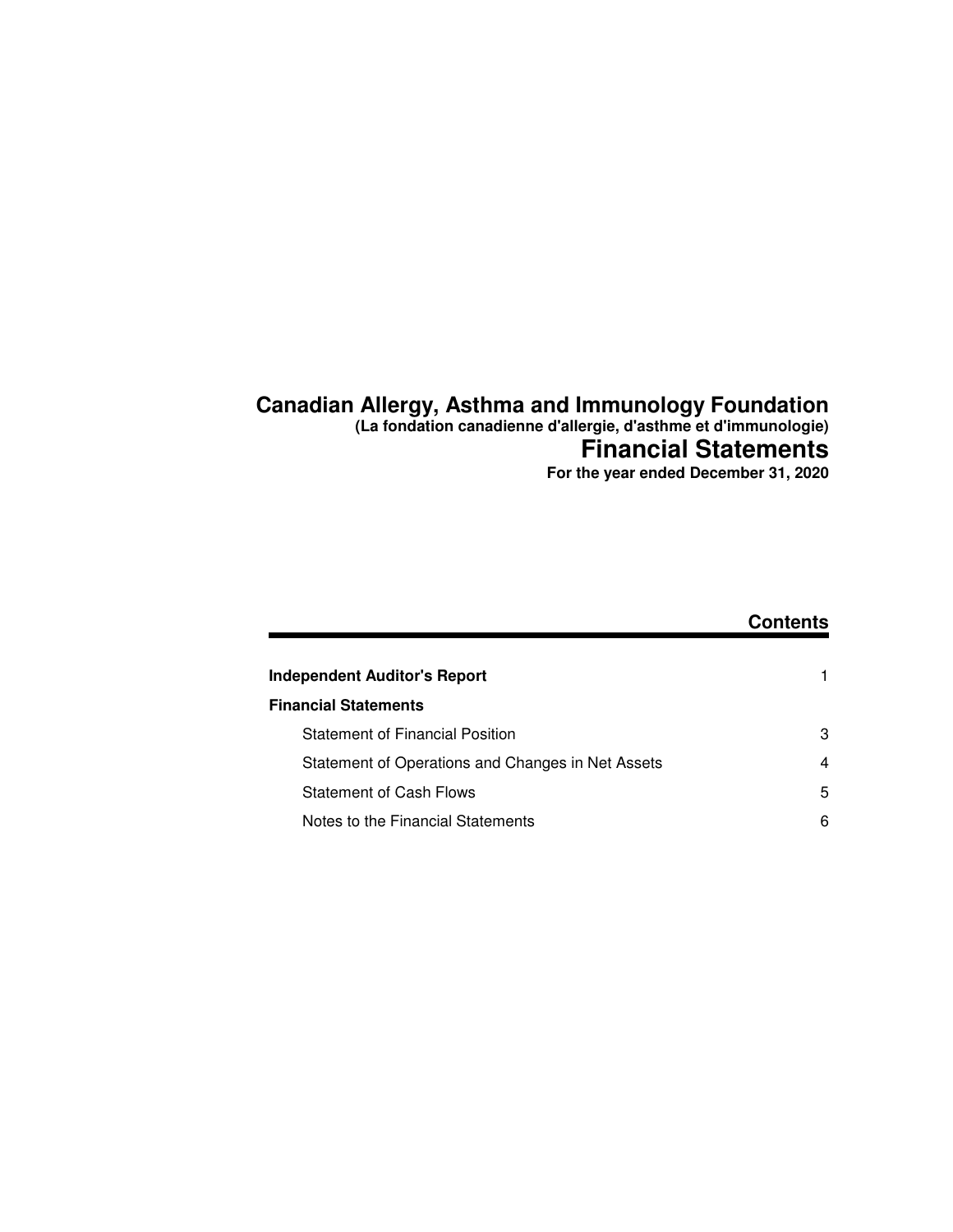# Canadian Allergy, Asthma and Immunology Foundation

**(La fondation canadienne d'allergie, d'asthme et d'immunologie)**

## Financial Statements

**For the year ended December 31, 2020**

### Contents

| | |
|---|---|
| **Independent Auditor's Report** | 1 |
| **Financial Statements** | |
| Statement of Financial Position | 3 |
| Statement of Operations and Changes in Net Assets | 4 |
| Statement of Cash Flows | 5 |
| Notes to the Financial Statements | 6 |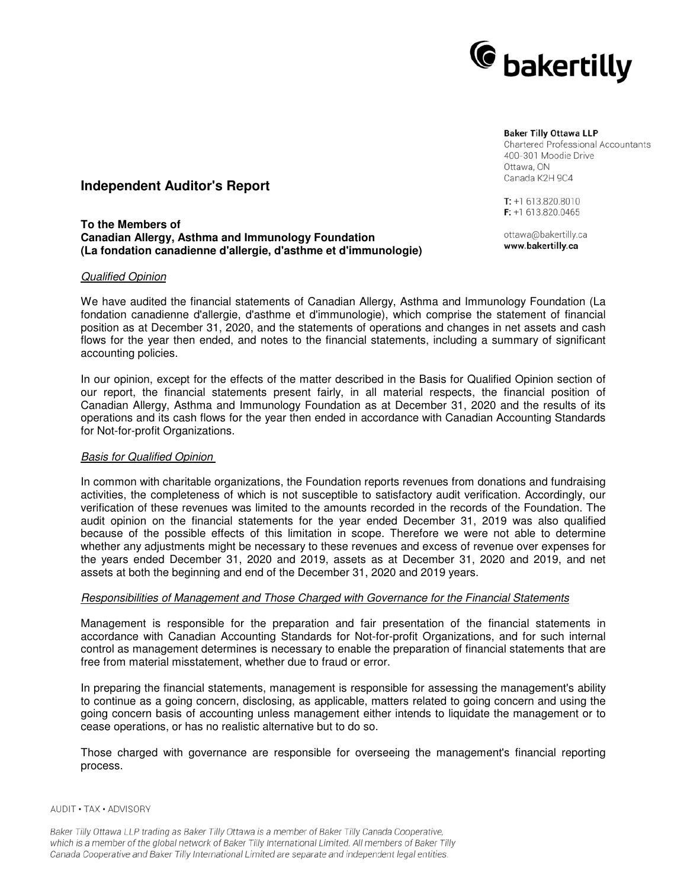**Baker Tilly Ottawa LLP**
Chartered Professional Accountants
400-301 Moodie Drive
Ottawa, ON
Canada K2H 9C4

T: +1 613.820.8010
F: +1 613.820.0465

ottawa@bakertilly.ca
**www.bakertilly.ca**

# Independent Auditor's Report

**To the Members of**
**Canadian Allergy, Asthma and Immunology Foundation**
**(La fondation canadienne d'allergie, d'asthme et d'immunologie)**

*Qualified Opinion*

We have audited the financial statements of Canadian Allergy, Asthma and Immunology Foundation (La fondation canadienne d'allergie, d'asthme et d'immunologie), which comprise the statement of financial position as at December 31, 2020, and the statements of operations and changes in net assets and cash flows for the year then ended, and notes to the financial statements, including a summary of significant accounting policies.

In our opinion, except for the effects of the matter described in the Basis for Qualified Opinion section of our report, the financial statements present fairly, in all material respects, the financial position of Canadian Allergy, Asthma and Immunology Foundation as at December 31, 2020 and the results of its operations and its cash flows for the year then ended in accordance with Canadian Accounting Standards for Not-for-profit Organizations.

*Basis for Qualified Opinion*

In common with charitable organizations, the Foundation reports revenues from donations and fundraising activities, the completeness of which is not susceptible to satisfactory audit verification. Accordingly, our verification of these revenues was limited to the amounts recorded in the records of the Foundation. The audit opinion on the financial statements for the year ended December 31, 2019 was also qualified because of the possible effects of this limitation in scope. Therefore we were not able to determine whether any adjustments might be necessary to these revenues and excess of revenue over expenses for the years ended December 31, 2020 and 2019, assets as at December 31, 2020 and 2019, and net assets at both the beginning and end of the December 31, 2020 and 2019 years.

*Responsibilities of Management and Those Charged with Governance for the Financial Statements*

Management is responsible for the preparation and fair presentation of the financial statements in accordance with Canadian Accounting Standards for Not-for-profit Organizations, and for such internal control as management determines is necessary to enable the preparation of financial statements that are free from material misstatement, whether due to fraud or error.

In preparing the financial statements, management is responsible for assessing the management's ability to continue as a going concern, disclosing, as applicable, matters related to going concern and using the going concern basis of accounting unless management either intends to liquidate the management or to cease operations, or has no realistic alternative but to do so.

Those charged with governance are responsible for overseeing the management's financial reporting process.

AUDIT • TAX • ADVISORY

*Baker Tilly Ottawa LLP trading as Baker Tilly Ottawa is a member of Baker Tilly Canada Cooperative, which is a member of the global network of Baker Tilly International Limited. All members of Baker Tilly Canada Cooperative and Baker Tilly International Limited are separate and independent legal entities.*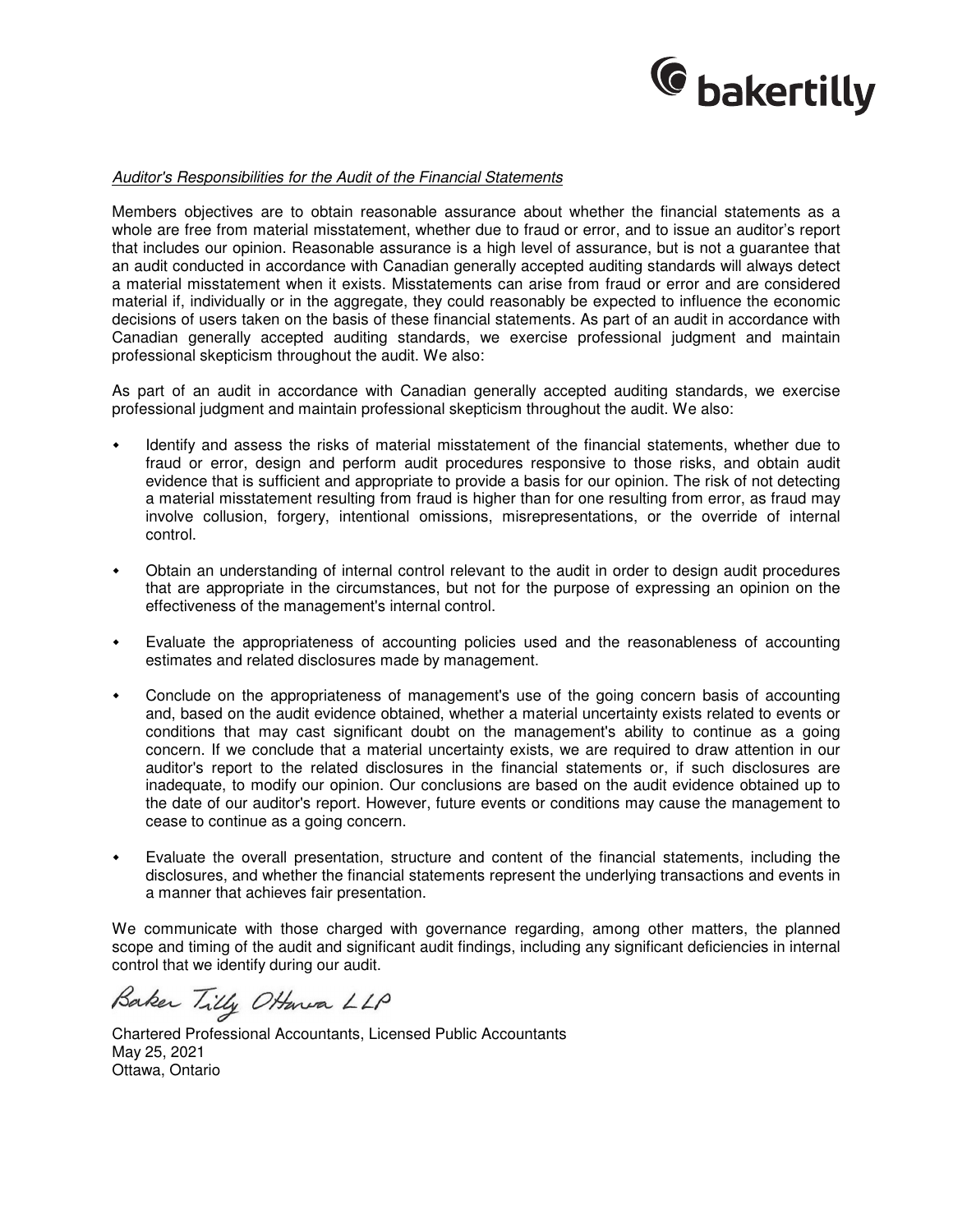*Auditor's Responsibilities for the Audit of the Financial Statements*

Members objectives are to obtain reasonable assurance about whether the financial statements as a whole are free from material misstatement, whether due to fraud or error, and to issue an auditor's report that includes our opinion. Reasonable assurance is a high level of assurance, but is not a guarantee that an audit conducted in accordance with Canadian generally accepted auditing standards will always detect a material misstatement when it exists. Misstatements can arise from fraud or error and are considered material if, individually or in the aggregate, they could reasonably be expected to influence the economic decisions of users taken on the basis of these financial statements. As part of an audit in accordance with Canadian generally accepted auditing standards, we exercise professional judgment and maintain professional skepticism throughout the audit. We also:

As part of an audit in accordance with Canadian generally accepted auditing standards, we exercise professional judgment and maintain professional skepticism throughout the audit. We also:

- Identify and assess the risks of material misstatement of the financial statements, whether due to fraud or error, design and perform audit procedures responsive to those risks, and obtain audit evidence that is sufficient and appropriate to provide a basis for our opinion. The risk of not detecting a material misstatement resulting from fraud is higher than for one resulting from error, as fraud may involve collusion, forgery, intentional omissions, misrepresentations, or the override of internal control.

- Obtain an understanding of internal control relevant to the audit in order to design audit procedures that are appropriate in the circumstances, but not for the purpose of expressing an opinion on the effectiveness of the management's internal control.

- Evaluate the appropriateness of accounting policies used and the reasonableness of accounting estimates and related disclosures made by management.

- Conclude on the appropriateness of management's use of the going concern basis of accounting and, based on the audit evidence obtained, whether a material uncertainty exists related to events or conditions that may cast significant doubt on the management's ability to continue as a going concern. If we conclude that a material uncertainty exists, we are required to draw attention in our auditor's report to the related disclosures in the financial statements or, if such disclosures are inadequate, to modify our opinion. Our conclusions are based on the audit evidence obtained up to the date of our auditor's report. However, future events or conditions may cause the management to cease to continue as a going concern.

- Evaluate the overall presentation, structure and content of the financial statements, including the disclosures, and whether the financial statements represent the underlying transactions and events in a manner that achieves fair presentation.

We communicate with those charged with governance regarding, among other matters, the planned scope and timing of the audit and significant audit findings, including any significant deficiencies in internal control that we identify during our audit.

Baker Tilly Ottawa LLP

Chartered Professional Accountants, Licensed Public Accountants
May 25, 2021
Ottawa, Ontario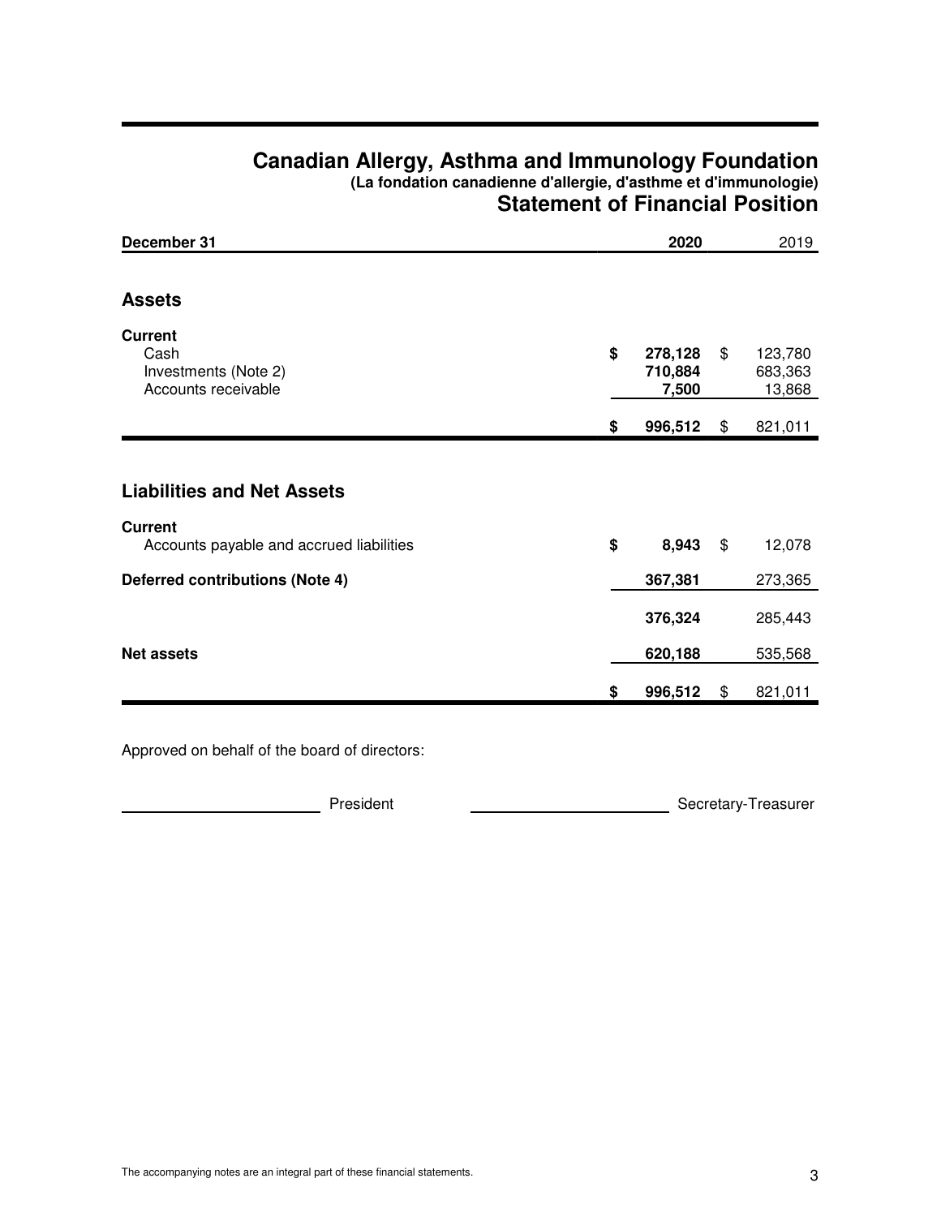# Canadian Allergy, Asthma and Immunology Foundation

**(La fondation canadienne d'allergie, d'asthme et d'immunologie)**

## Statement of Financial Position

| December 31 | 2020 | 2019 |
|---|---|---|
| **Assets** | | |
| **Current** | | |
| Cash | $ 278,128 | $ 123,780 |
| Investments (Note 2) | 710,884 | 683,363 |
| Accounts receivable | 7,500 | 13,868 |
| | $ 996,512 | $ 821,011 |
| **Liabilities and Net Assets** | | |
| **Current** | | |
| Accounts payable and accrued liabilities | $ 8,943 | $ 12,078 |
| **Deferred contributions (Note 4)** | 367,381 | 273,365 |
| | 376,324 | 285,443 |
| **Net assets** | 620,188 | 535,568 |
| | $ 996,512 | $ 821,011 |

Approved on behalf of the board of directors:

\_\_\_\_\_\_\_\_\_\_\_\_\_\_\_\_\_\_\_\_\_\_\_\_ President        \_\_\_\_\_\_\_\_\_\_\_\_\_\_\_\_\_\_\_\_\_\_\_\_ Secretary-Treasurer

The accompanying notes are an integral part of these financial statements.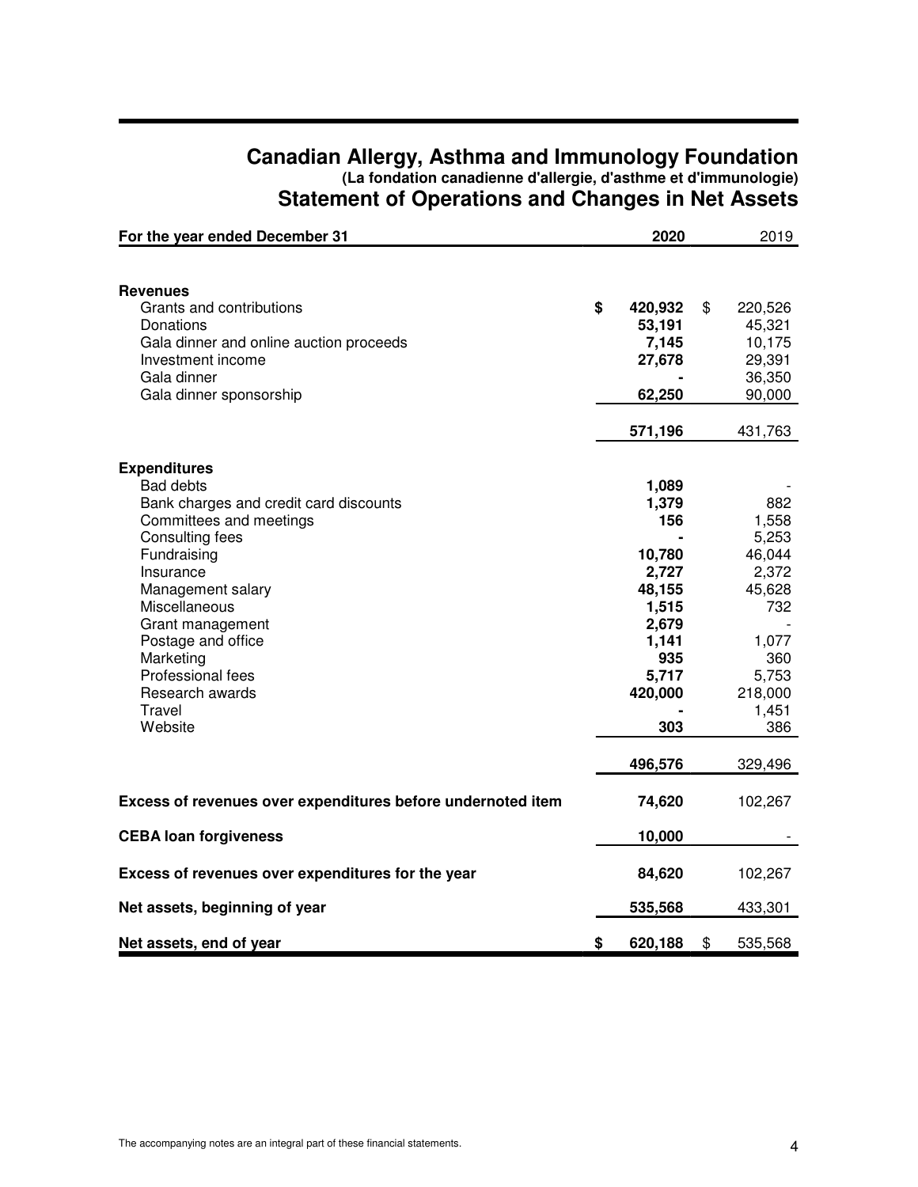# Canadian Allergy, Asthma and Immunology Foundation

### (La fondation canadienne d'allergie, d'asthme et d'immunologie)

## Statement of Operations and Changes in Net Assets

| For the year ended December 31 | 2020 | 2019 |
|---|---|---|
| **Revenues** | | |
| Grants and contributions | **$ 420,932** | $ 220,526 |
| Donations | **53,191** | 45,321 |
| Gala dinner and online auction proceeds | **7,145** | 10,175 |
| Investment income | **27,678** | 29,391 |
| Gala dinner | **-** | 36,350 |
| Gala dinner sponsorship | **62,250** | 90,000 |
| | **571,196** | 431,763 |
| **Expenditures** | | |
| Bad debts | **1,089** | - |
| Bank charges and credit card discounts | **1,379** | 882 |
| Committees and meetings | **156** | 1,558 |
| Consulting fees | **-** | 5,253 |
| Fundraising | **10,780** | 46,044 |
| Insurance | **2,727** | 2,372 |
| Management salary | **48,155** | 45,628 |
| Miscellaneous | **1,515** | 732 |
| Grant management | **2,679** | - |
| Postage and office | **1,141** | 1,077 |
| Marketing | **935** | 360 |
| Professional fees | **5,717** | 5,753 |
| Research awards | **420,000** | 218,000 |
| Travel | **-** | 1,451 |
| Website | **303** | 386 |
| | **496,576** | 329,496 |
| **Excess of revenues over expenditures before undernoted item** | **74,620** | 102,267 |
| **CEBA loan forgiveness** | **10,000** | - |
| **Excess of revenues over expenditures for the year** | **84,620** | 102,267 |
| **Net assets, beginning of year** | **535,568** | 433,301 |
| **Net assets, end of year** | **$ 620,188** | $ 535,568 |

The accompanying notes are an integral part of these financial statements.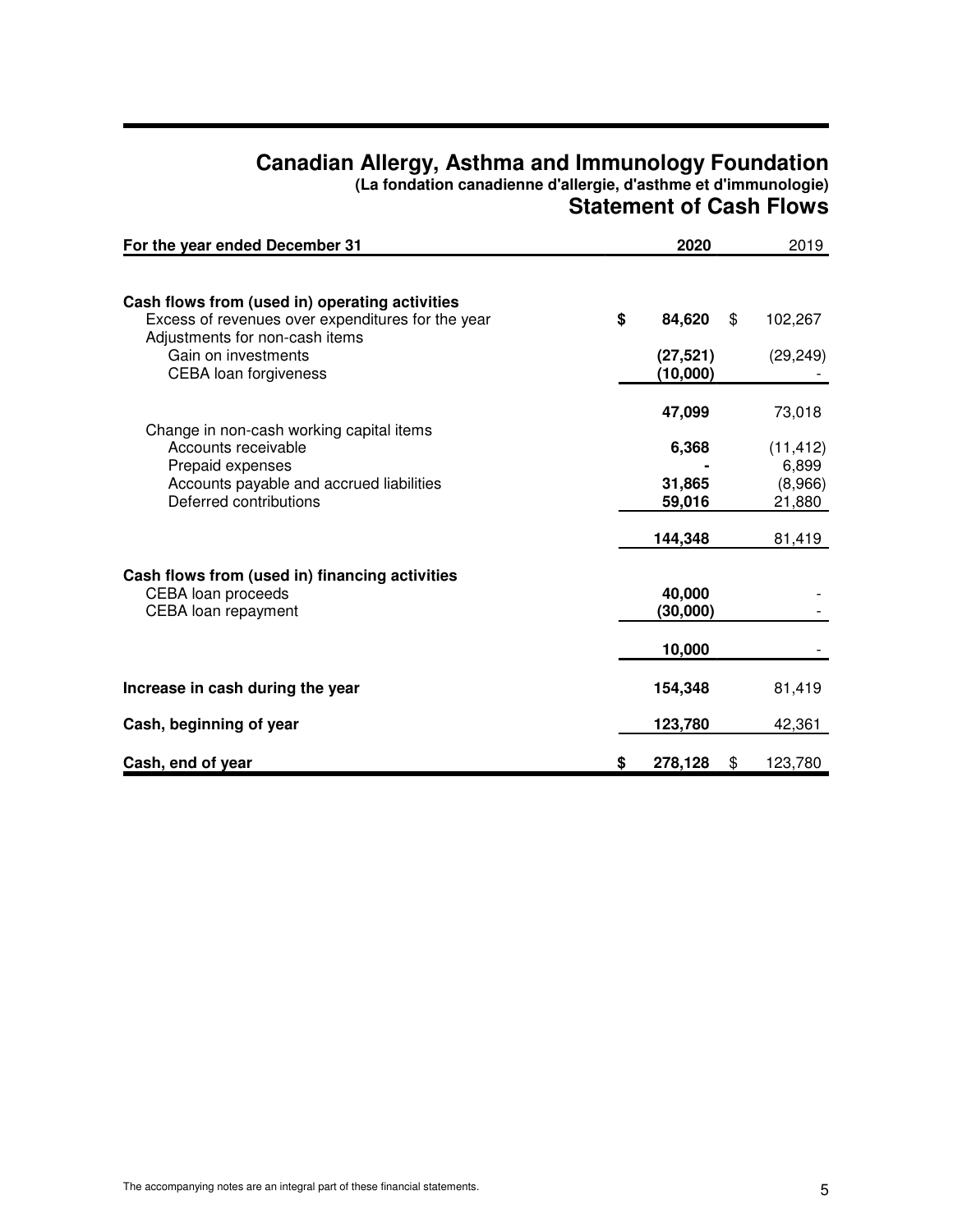# Canadian Allergy, Asthma and Immunology Foundation

**(La fondation canadienne d'allergie, d'asthme et d'immunologie)**

## Statement of Cash Flows

| For the year ended December 31 | 2020 | 2019 |
|---|---|---|
| **Cash flows from (used in) operating activities** | | |
| Excess of revenues over expenditures for the year | **$ 84,620** | $ 102,267 |
| Adjustments for non-cash items | | |
| Gain on investments | **(27,521)** | (29,249) |
| CEBA loan forgiveness | **(10,000)** | - |
| | **47,099** | 73,018 |
| Change in non-cash working capital items | | |
| Accounts receivable | **6,368** | (11,412) |
| Prepaid expenses | **-** | 6,899 |
| Accounts payable and accrued liabilities | **31,865** | (8,966) |
| Deferred contributions | **59,016** | 21,880 |
| | **144,348** | 81,419 |
| **Cash flows from (used in) financing activities** | | |
| CEBA loan proceeds | **40,000** | - |
| CEBA loan repayment | **(30,000)** | - |
| | **10,000** | - |
| **Increase in cash during the year** | **154,348** | 81,419 |
| **Cash, beginning of year** | **123,780** | 42,361 |
| **Cash, end of year** | **$ 278,128** | $ 123,780 |

The accompanying notes are an integral part of these financial statements.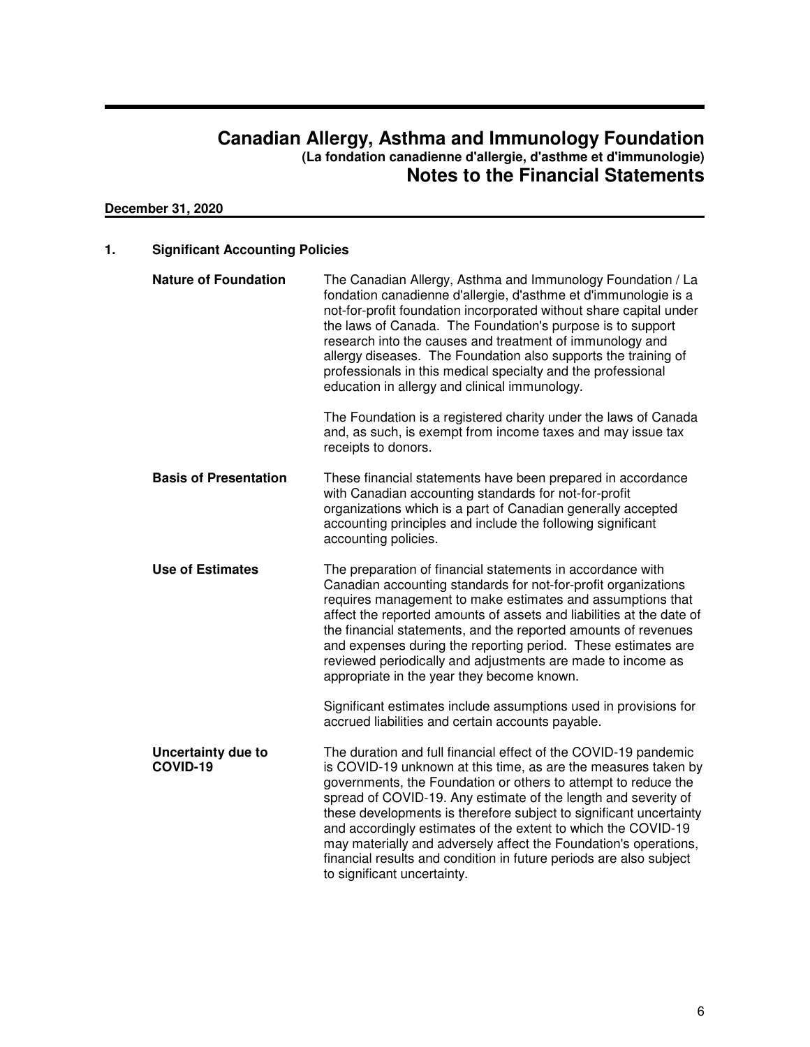# Canadian Allergy, Asthma and Immunology Foundation

**(La fondation canadienne d'allergie, d'asthme et d'immunologie)**

## Notes to the Financial Statements

**December 31, 2020**

### 1. Significant Accounting Policies

**Nature of Foundation**

The Canadian Allergy, Asthma and Immunology Foundation / La fondation canadienne d'allergie, d'asthme et d'immunologie is a not-for-profit foundation incorporated without share capital under the laws of Canada. The Foundation's purpose is to support research into the causes and treatment of immunology and allergy diseases. The Foundation also supports the training of professionals in this medical specialty and the professional education in allergy and clinical immunology.

The Foundation is a registered charity under the laws of Canada and, as such, is exempt from income taxes and may issue tax receipts to donors.

**Basis of Presentation**

These financial statements have been prepared in accordance with Canadian accounting standards for not-for-profit organizations which is a part of Canadian generally accepted accounting principles and include the following significant accounting policies.

**Use of Estimates**

The preparation of financial statements in accordance with Canadian accounting standards for not-for-profit organizations requires management to make estimates and assumptions that affect the reported amounts of assets and liabilities at the date of the financial statements, and the reported amounts of revenues and expenses during the reporting period. These estimates are reviewed periodically and adjustments are made to income as appropriate in the year they become known.

Significant estimates include assumptions used in provisions for accrued liabilities and certain accounts payable.

**Uncertainty due to COVID-19**

The duration and full financial effect of the COVID-19 pandemic is COVID-19 unknown at this time, as are the measures taken by governments, the Foundation or others to attempt to reduce the spread of COVID-19. Any estimate of the length and severity of these developments is therefore subject to significant uncertainty and accordingly estimates of the extent to which the COVID-19 may materially and adversely affect the Foundation's operations, financial results and condition in future periods are also subject to significant uncertainty.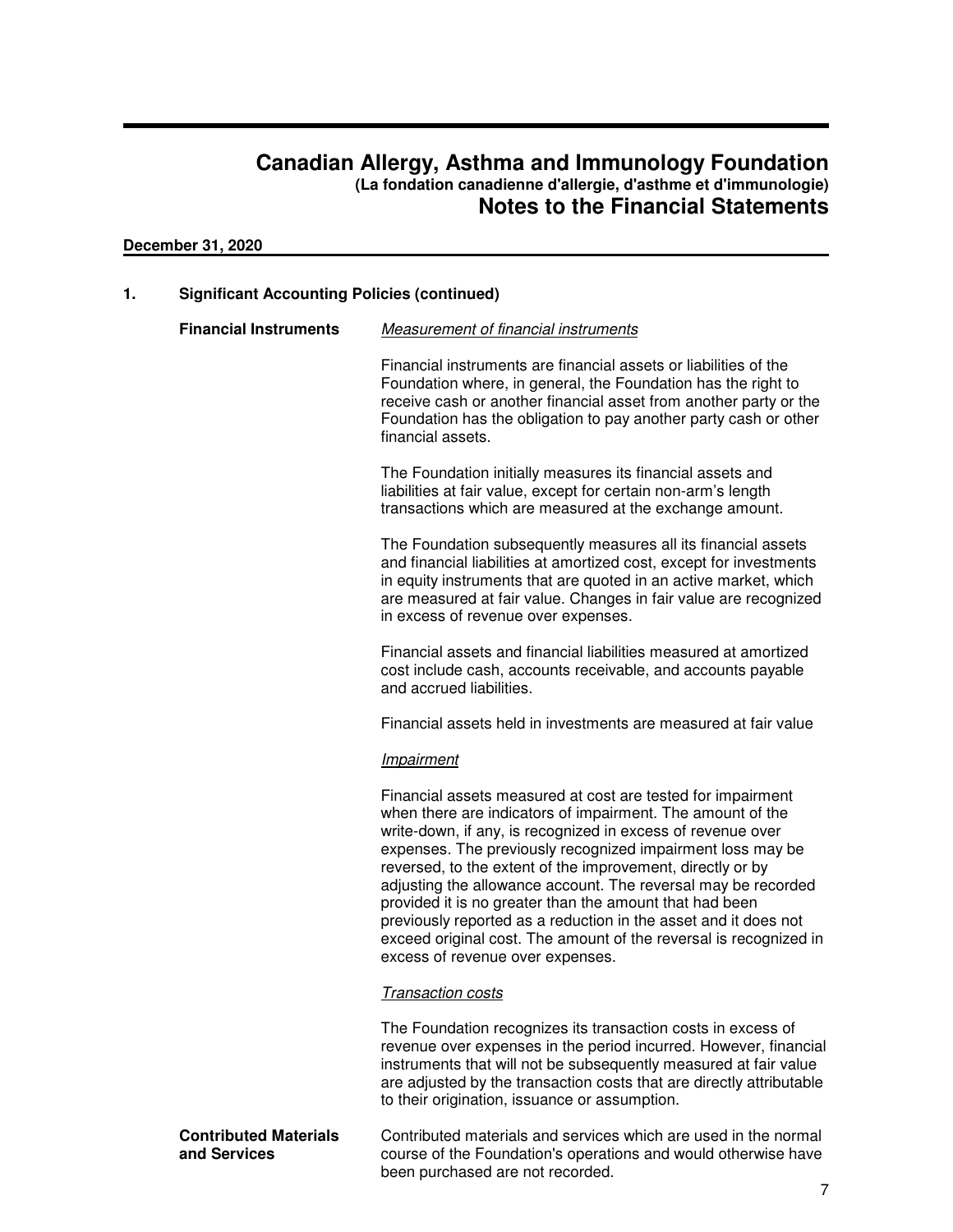# Canadian Allergy, Asthma and Immunology Foundation

**(La fondation canadienne d'allergie, d'asthme et d'immunologie)**

## Notes to the Financial Statements

**December 31, 2020**

### 1. Significant Accounting Policies (continued)

**Financial Instruments**

*Measurement of financial instruments*

Financial instruments are financial assets or liabilities of the Foundation where, in general, the Foundation has the right to receive cash or another financial asset from another party or the Foundation has the obligation to pay another party cash or other financial assets.

The Foundation initially measures its financial assets and liabilities at fair value, except for certain non-arm's length transactions which are measured at the exchange amount.

The Foundation subsequently measures all its financial assets and financial liabilities at amortized cost, except for investments in equity instruments that are quoted in an active market, which are measured at fair value. Changes in fair value are recognized in excess of revenue over expenses.

Financial assets and financial liabilities measured at amortized cost include cash, accounts receivable, and accounts payable and accrued liabilities.

Financial assets held in investments are measured at fair value

*Impairment*

Financial assets measured at cost are tested for impairment when there are indicators of impairment. The amount of the write-down, if any, is recognized in excess of revenue over expenses. The previously recognized impairment loss may be reversed, to the extent of the improvement, directly or by adjusting the allowance account. The reversal may be recorded provided it is no greater than the amount that had been previously reported as a reduction in the asset and it does not exceed original cost. The amount of the reversal is recognized in excess of revenue over expenses.

*Transaction costs*

The Foundation recognizes its transaction costs in excess of revenue over expenses in the period incurred. However, financial instruments that will not be subsequently measured at fair value are adjusted by the transaction costs that are directly attributable to their origination, issuance or assumption.

**Contributed Materials and Services**

Contributed materials and services which are used in the normal course of the Foundation's operations and would otherwise have been purchased are not recorded.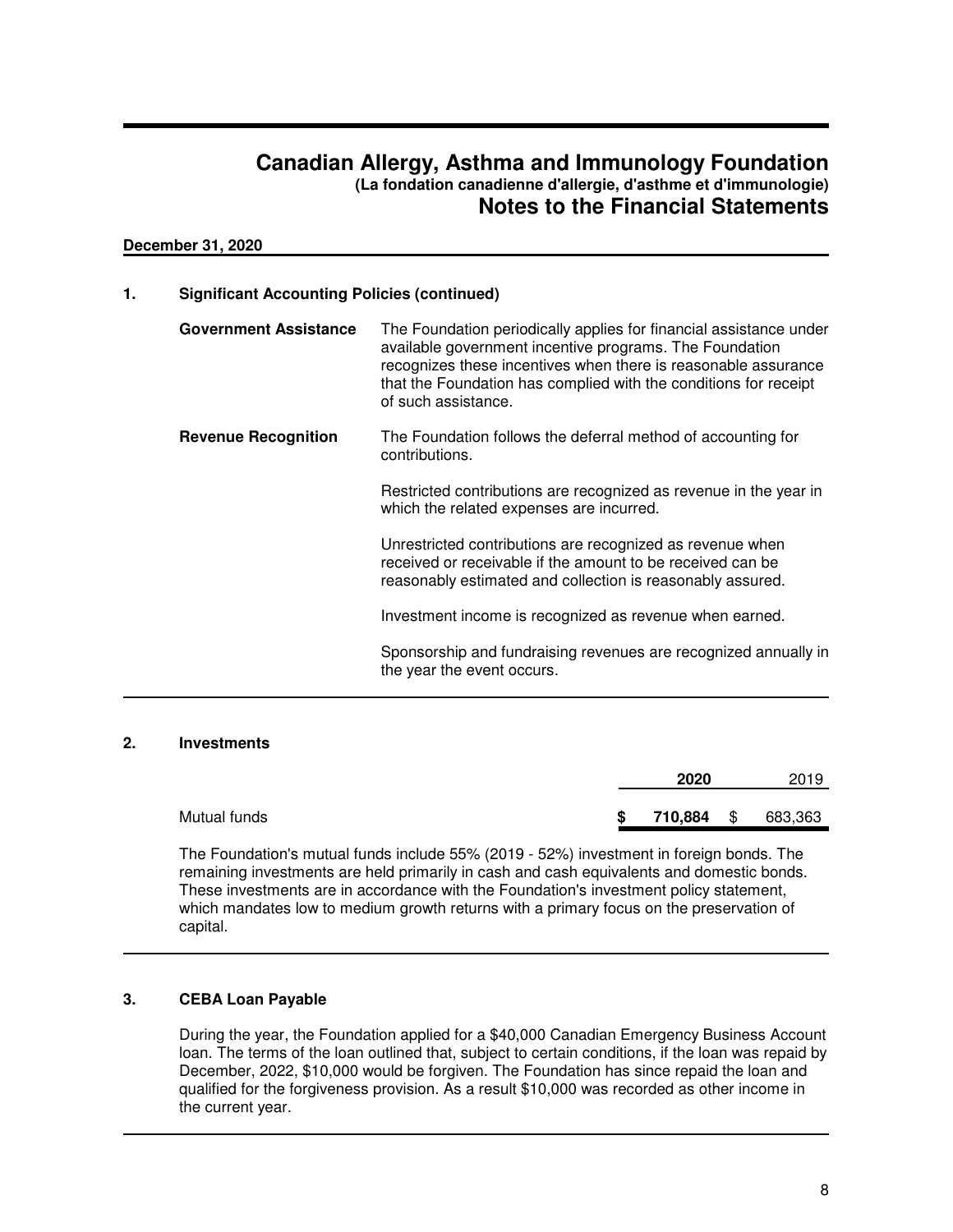# Canadian Allergy, Asthma and Immunology Foundation

**(La fondation canadienne d'allergie, d'asthme et d'immunologie)**

## Notes to the Financial Statements

**December 31, 2020**

### 1. Significant Accounting Policies (continued)

**Government Assistance**

The Foundation periodically applies for financial assistance under available government incentive programs. The Foundation recognizes these incentives when there is reasonable assurance that the Foundation has complied with the conditions for receipt of such assistance.

**Revenue Recognition**

The Foundation follows the deferral method of accounting for contributions.

Restricted contributions are recognized as revenue in the year in which the related expenses are incurred.

Unrestricted contributions are recognized as revenue when received or receivable if the amount to be received can be reasonably estimated and collection is reasonably assured.

Investment income is recognized as revenue when earned.

Sponsorship and fundraising revenues are recognized annually in the year the event occurs.

### 2. Investments

| | **2020** | 2019 |
|---|---|---|
| Mutual funds | **$ 710,884** | $ 683,363 |

The Foundation's mutual funds include 55% (2019 - 52%) investment in foreign bonds. The remaining investments are held primarily in cash and cash equivalents and domestic bonds. These investments are in accordance with the Foundation's investment policy statement, which mandates low to medium growth returns with a primary focus on the preservation of capital.

### 3. CEBA Loan Payable

During the year, the Foundation applied for a $40,000 Canadian Emergency Business Account loan. The terms of the loan outlined that, subject to certain conditions, if the loan was repaid by December, 2022, $10,000 would be forgiven. The Foundation has since repaid the loan and qualified for the forgiveness provision. As a result $10,000 was recorded as other income in the current year.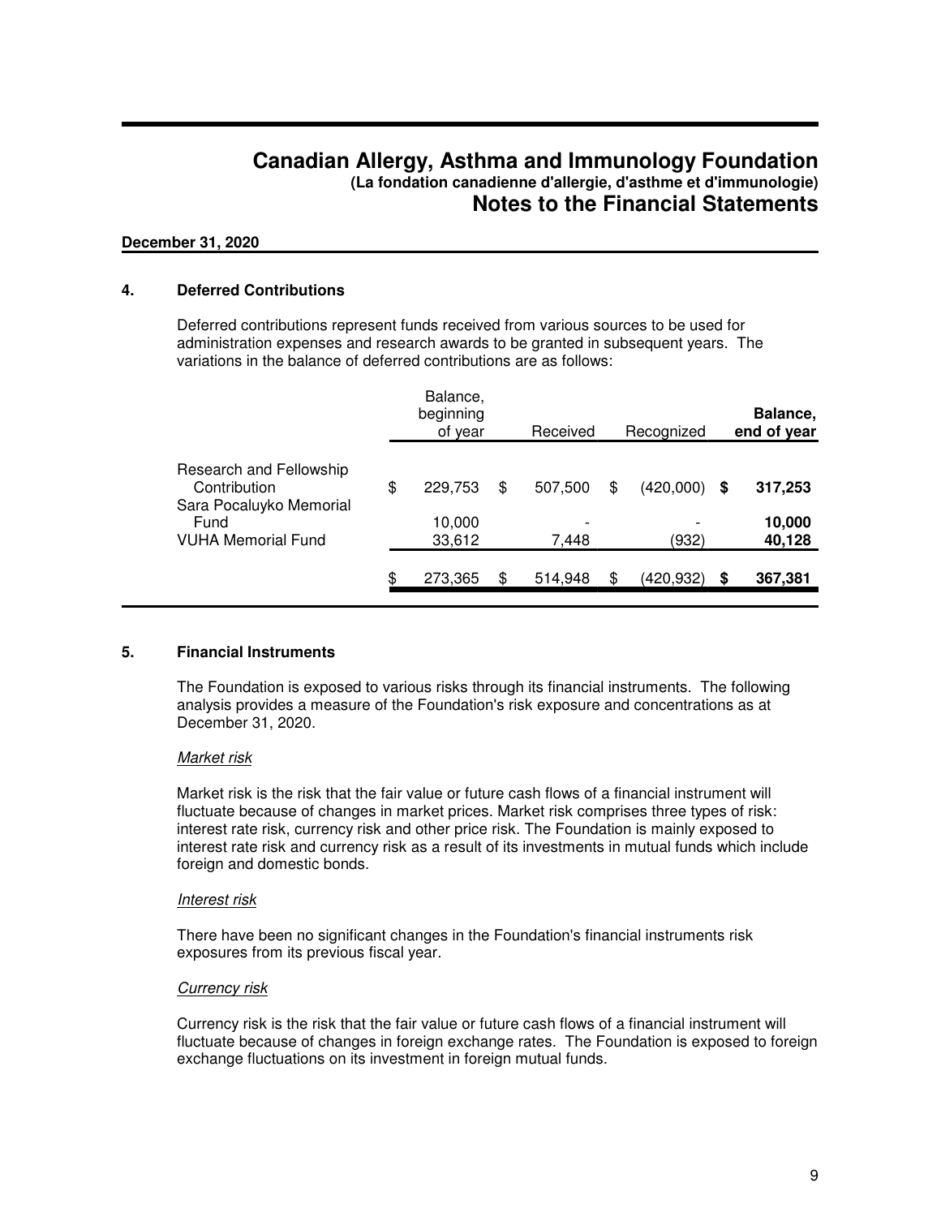# Canadian Allergy, Asthma and Immunology Foundation

**(La fondation canadienne d'allergie, d'asthme et d'immunologie)**

## Notes to the Financial Statements

**December 31, 2020**

### 4. Deferred Contributions

Deferred contributions represent funds received from various sources to be used for administration expenses and research awards to be granted in subsequent years. The variations in the balance of deferred contributions are as follows:

| | Balance, beginning of year | Received | Recognized | **Balance, end of year** |
|---|---|---|---|---|
| Research and Fellowship Contribution | $ 229,753 | $ 507,500 | $ (420,000) | **$ 317,253** |
| Sara Pocaluyko Memorial Fund | 10,000 | - | - | **10,000** |
| VUHA Memorial Fund | 33,612 | 7,448 | (932) | **40,128** |
| | $ 273,365 | $ 514,948 | $ (420,932) | **$ 367,381** |

### 5. Financial Instruments

The Foundation is exposed to various risks through its financial instruments. The following analysis provides a measure of the Foundation's risk exposure and concentrations as at December 31, 2020.

*Market risk*

Market risk is the risk that the fair value or future cash flows of a financial instrument will fluctuate because of changes in market prices. Market risk comprises three types of risk: interest rate risk, currency risk and other price risk. The Foundation is mainly exposed to interest rate risk and currency risk as a result of its investments in mutual funds which include foreign and domestic bonds.

*Interest risk*

There have been no significant changes in the Foundation's financial instruments risk exposures from its previous fiscal year.

*Currency risk*

Currency risk is the risk that the fair value or future cash flows of a financial instrument will fluctuate because of changes in foreign exchange rates. The Foundation is exposed to foreign exchange fluctuations on its investment in foreign mutual funds.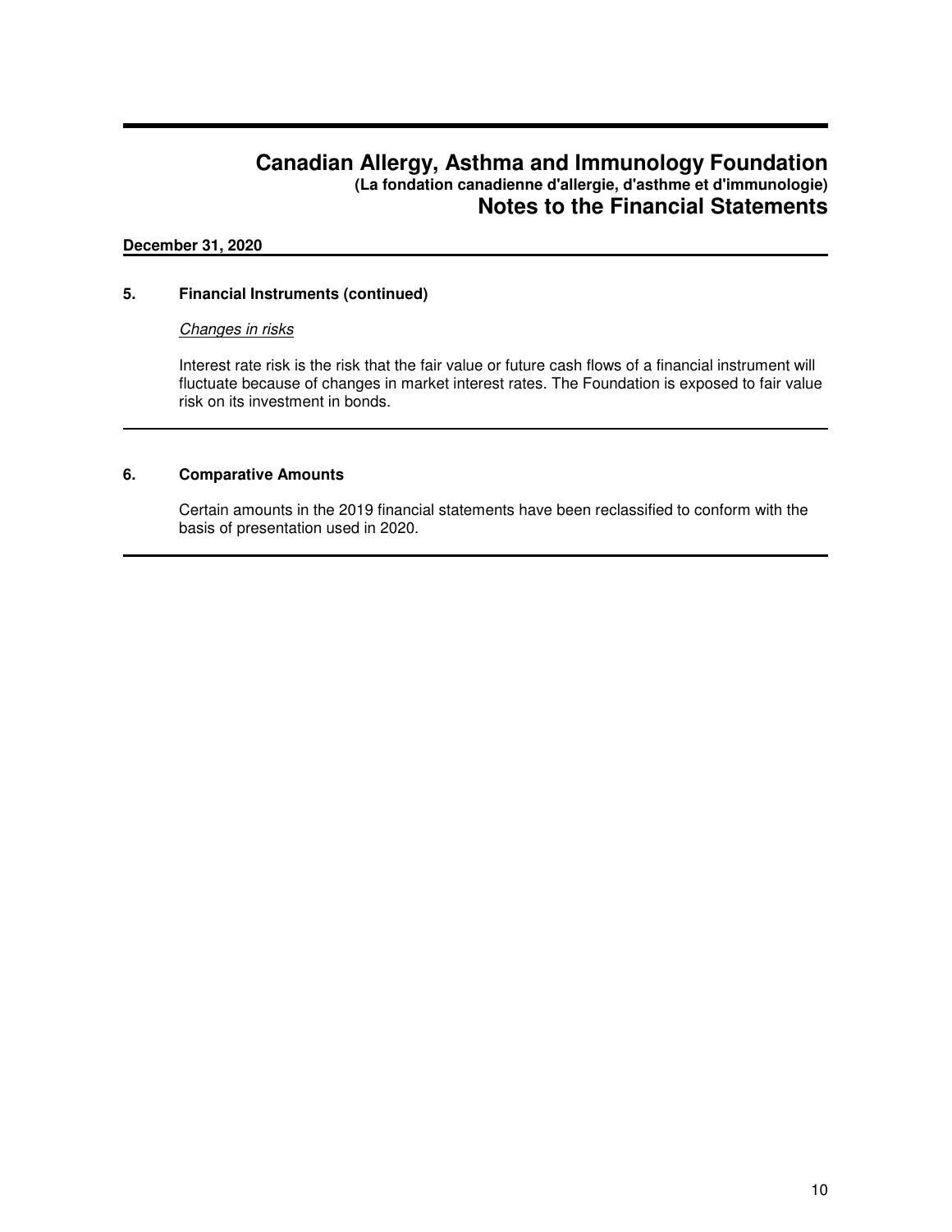# Canadian Allergy, Asthma and Immunology Foundation

**(La fondation canadienne d'allergie, d'asthme et d'immunologie)**

## Notes to the Financial Statements

**December 31, 2020**

### 5. Financial Instruments (continued)

*Changes in risks*

Interest rate risk is the risk that the fair value or future cash flows of a financial instrument will fluctuate because of changes in market interest rates. The Foundation is exposed to fair value risk on its investment in bonds.

### 6. Comparative Amounts

Certain amounts in the 2019 financial statements have been reclassified to conform with the basis of presentation used in 2020.